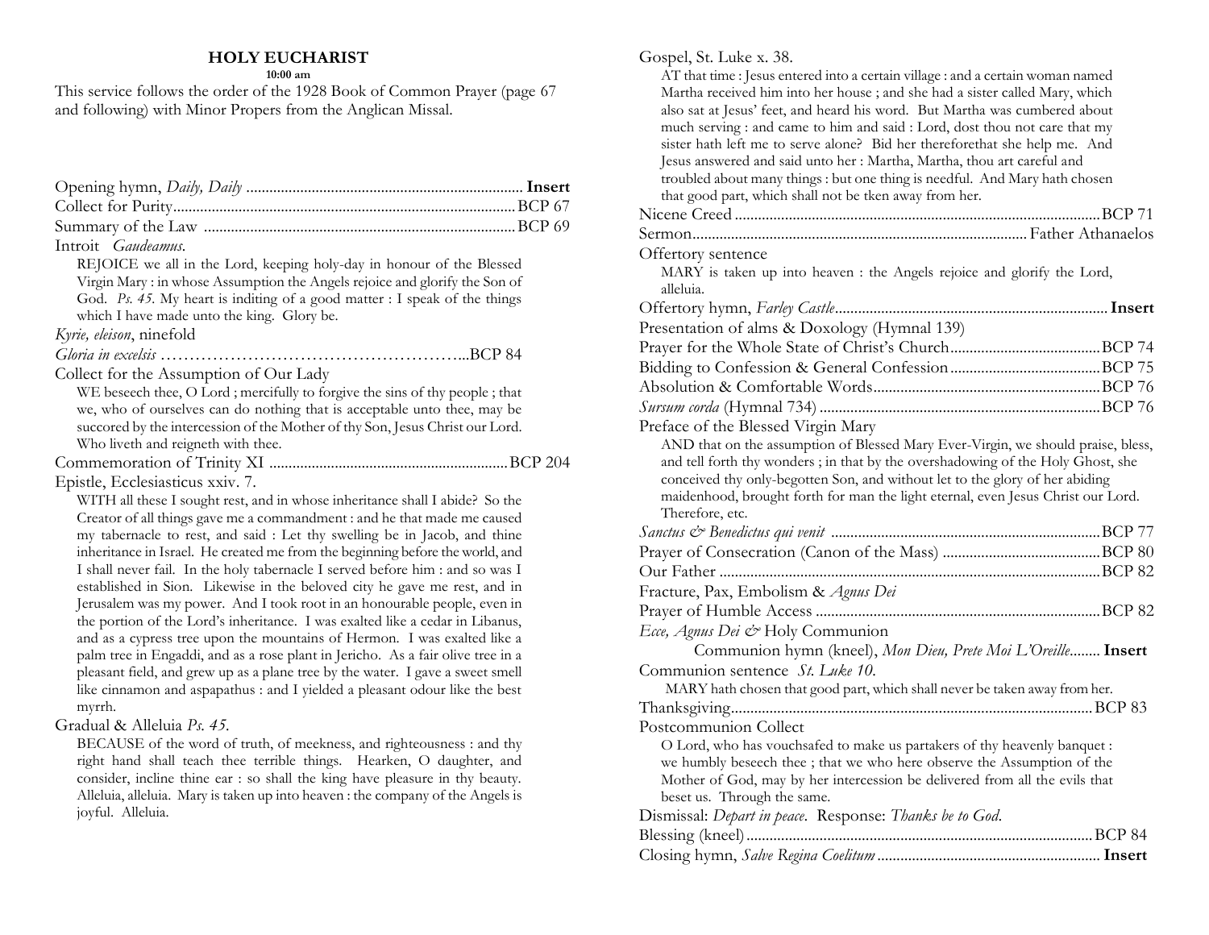# HOLY EUCHARIST

**10:00 am**

This service follows the order of the 1928 Book of Common Prayer (page 67 and following) with Minor Propers from the Anglican Missal.

Opening hymn, *Daily, Daily* ........................................ **Insert**

Collect for Purity........................................ BCP 67

Summary of the Law ........................................ BCP 69

Introit *Gaudeamus.*

REJOICE we all in the Lord, keeping holy-day in honour of the Blessed Virgin Mary : in whose Assumption the Angels rejoice and glorify the Son of God. *Ps. 45.* My heart is inditing of a good matter : I speak of the things which I have made unto the king. Glory be.

*Kyrie, eleison*, ninefold

*Gloria in excelsis* ........................................ BCP 84

Collect for the Assumption of Our Lady

WE beseech thee, O Lord ; mercifully to forgive the sins of thy people ; that we, who of ourselves can do nothing that is acceptable unto thee, may be succored by the intercession of the Mother of thy Son, Jesus Christ our Lord. Who liveth and reigneth with thee.

Commemoration of Trinity XI ........................................ BCP 204

Epistle, Ecclesiasticus xxiv. 7.

WITH all these I sought rest, and in whose inheritance shall I abide? So the Creator of all things gave me a commandment : and he that made me caused my tabernacle to rest, and said : Let thy swelling be in Jacob, and thine inheritance in Israel. He created me from the beginning before the world, and I shall never fail. In the holy tabernacle I served before him : and so was I established in Sion. Likewise in the beloved city he gave me rest, and in Jerusalem was my power. And I took root in an honourable people, even in the portion of the Lord's inheritance. I was exalted like a cedar in Libanus, and as a cypress tree upon the mountains of Hermon. I was exalted like a palm tree in Engaddi, and as a rose plant in Jericho. As a fair olive tree in a pleasant field, and grew up as a plane tree by the water. I gave a sweet smell like cinnamon and aspapathus : and I yielded a pleasant odour like the best myrrh.

Gradual & Alleluia *Ps. 45.*

BECAUSE of the word of truth, of meekness, and righteousness : and thy right hand shall teach thee terrible things. Hearken, O daughter, and consider, incline thine ear : so shall the king have pleasure in thy beauty. Alleluia, alleluia. Mary is taken up into heaven : the company of the Angels is joyful. Alleluia.

Gospel, St. Luke x. 38.

AT that time : Jesus entered into a certain village : and a certain woman named Martha received him into her house ; and she had a sister called Mary, which also sat at Jesus' feet, and heard his word. But Martha was cumbered about much serving : and came to him and said : Lord, dost thou not care that my sister hath left me to serve alone? Bid her thereforethat she help me. And Jesus answered and said unto her : Martha, Martha, thou art careful and troubled about many things : but one thing is needful. And Mary hath chosen that good part, which shall not be tken away from her.

Nicene Creed ........................................ BCP 71

Sermon........................................ Father Athanaelos

Offertory sentence

MARY is taken up into heaven : the Angels rejoice and glorify the Lord, alleluia.

Offertory hymn, *Farley Castle*........................................ **Insert**

Presentation of alms & Doxology (Hymnal 139)

Prayer for the Whole State of Christ's Church........................................ BCP 74

Bidding to Confession & General Confession........................................ BCP 75

Absolution & Comfortable Words........................................ BCP 76

*Sursum corda* (Hymnal 734) ........................................ BCP 76

Preface of the Blessed Virgin Mary

AND that on the assumption of Blessed Mary Ever-Virgin, we should praise, bless, and tell forth thy wonders ; in that by the overshadowing of the Holy Ghost, she conceived thy only-begotten Son, and without let to the glory of her abiding maidenhood, brought forth for man the light eternal, even Jesus Christ our Lord. Therefore, etc.

*Sanctus & Benedictus qui venit* ........................................ BCP 77

Prayer of Consecration (Canon of the Mass) ........................................ BCP 80

Our Father ........................................ BCP 82

Fracture, Pax, Embolism & *Agnus Dei*

Prayer of Humble Access ........................................ BCP 82

*Ecce, Agnus Dei &* Holy Communion

Communion hymn (kneel), *Mon Dieu, Prete Moi L'Oreille*........ **Insert**

Communion sentence *St. Luke 10.*

MARY hath chosen that good part, which shall never be taken away from her.

Thanksgiving........................................ BCP 83

Postcommunion Collect

O Lord, who has vouchsafed to make us partakers of thy heavenly banquet : we humbly beseech thee ; that we who here observe the Assumption of the Mother of God, may by her intercession be delivered from all the evils that beset us. Through the same.

Dismissal: *Depart in peace.* Response: *Thanks be to God.*

Blessing (kneel)........................................ BCP 84

Closing hymn, *Salve Regina Coelitum* ........................................ **Insert**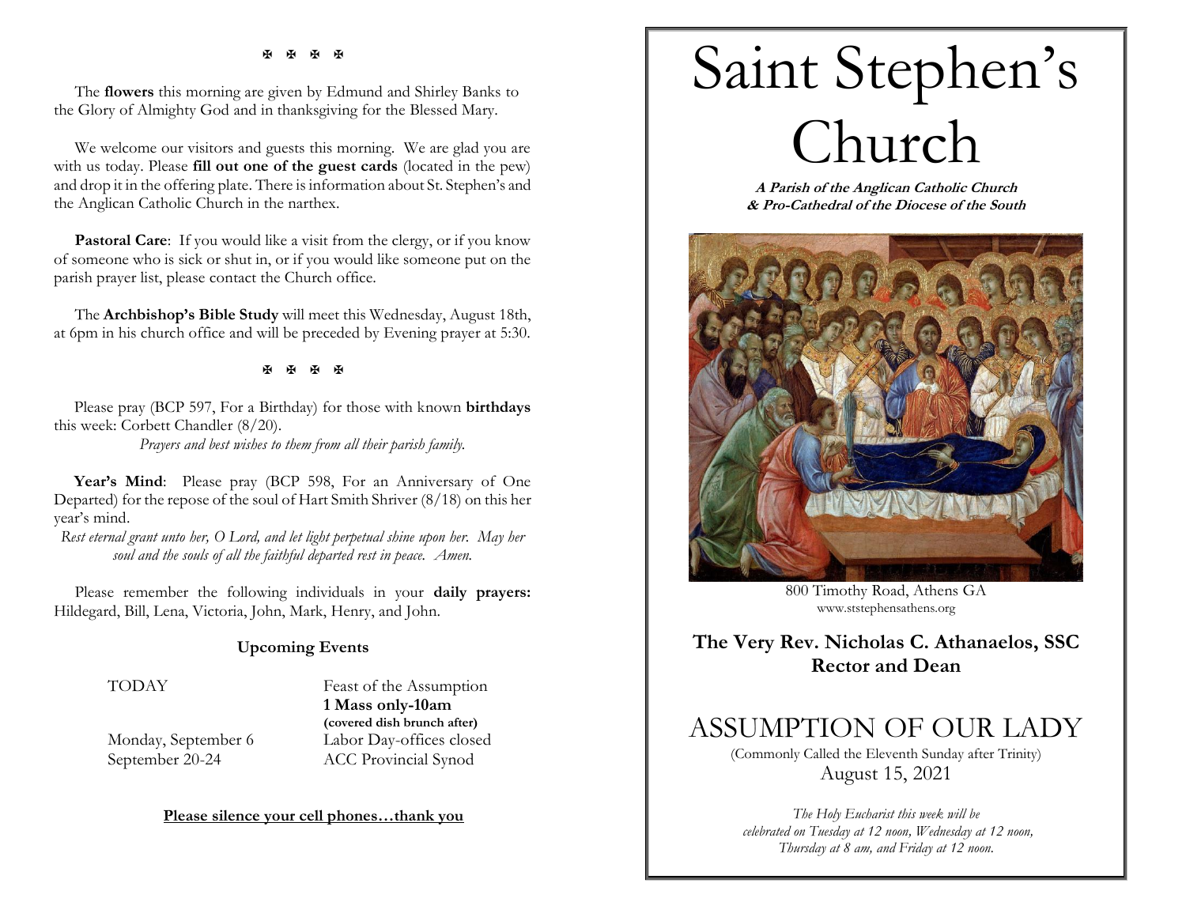✠ ✠ ✠ ✠

The **flowers** this morning are given by Edmund and Shirley Banks to the Glory of Almighty God and in thanksgiving for the Blessed Mary.

We welcome our visitors and guests this morning. We are glad you are with us today. Please **fill out one of the guest cards** (located in the pew) and drop it in the offering plate. There is information about St. Stephen's and the Anglican Catholic Church in the narthex.

**Pastoral Care**: If you would like a visit from the clergy, or if you know of someone who is sick or shut in, or if you would like someone put on the parish prayer list, please contact the Church office.

The **Archbishop's Bible Study** will meet this Wednesday, August 18th, at 6pm in his church office and will be preceded by Evening prayer at 5:30.

✠ ✠ ✠ ✠

Please pray (BCP 597, For a Birthday) for those with known **birthdays** this week: Corbett Chandler (8/20).

*Prayers and best wishes to them from all their parish family.*

**Year's Mind**: Please pray (BCP 598, For an Anniversary of One Departed) for the repose of the soul of Hart Smith Shriver (8/18) on this her year's mind.

*Rest eternal grant unto her, O Lord, and let light perpetual shine upon her. May her soul and the souls of all the faithful departed rest in peace. Amen.*

Please remember the following individuals in your **daily prayers:** Hildegard, Bill, Lena, Victoria, John, Mark, Henry, and John.

**Upcoming Events**

| | |
|---|---|
| TODAY | Feast of the Assumption **1 Mass only-10am** **(covered dish brunch after)** |
| Monday, September 6 | Labor Day-offices closed |
| September 20-24 | ACC Provincial Synod |

**Please silence your cell phones…thank you**

# Saint Stephen's Church

***A Parish of the Anglican Catholic Church***
***& Pro-Cathedral of the Diocese of the South***

800 Timothy Road, Athens GA
www.ststephensathens.org

**The Very Rev. Nicholas C. Athanaelos, SSC**
**Rector and Dean**

## ASSUMPTION OF OUR LADY

(Commonly Called the Eleventh Sunday after Trinity)
August 15, 2021

*The Holy Eucharist this week will be celebrated on Tuesday at 12 noon, Wednesday at 12 noon, Thursday at 8 am, and Friday at 12 noon.*